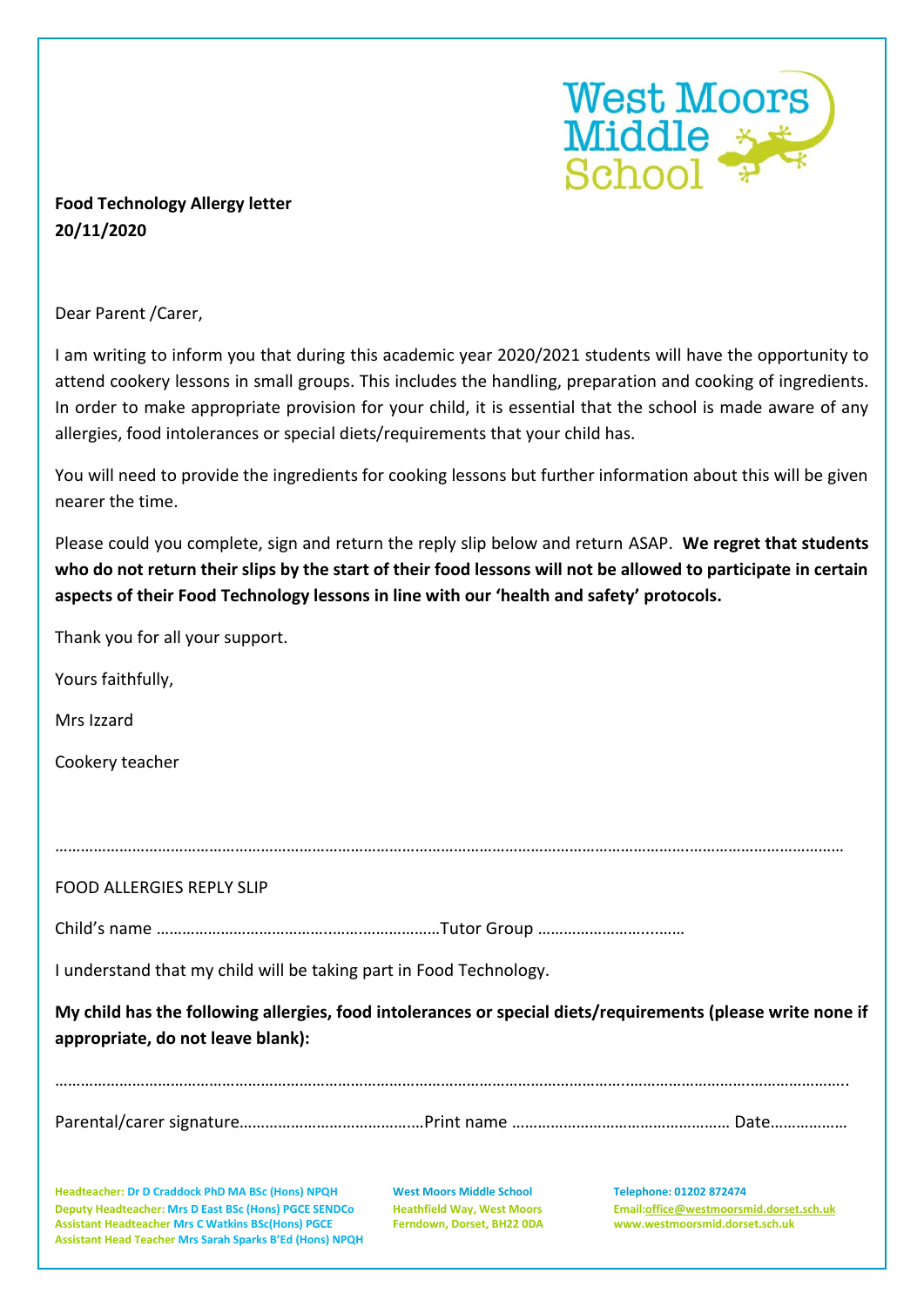**Food Technology Allergy letter**
**20/11/2020**

Dear Parent /Carer,

I am writing to inform you that during this academic year 2020/2021 students will have the opportunity to attend cookery lessons in small groups. This includes the handling, preparation and cooking of ingredients. In order to make appropriate provision for your child, it is essential that the school is made aware of any allergies, food intolerances or special diets/requirements that your child has.

You will need to provide the ingredients for cooking lessons but further information about this will be given nearer the time.

Please could you complete, sign and return the reply slip below and return ASAP. **We regret that students who do not return their slips by the start of their food lessons will not be allowed to participate in certain aspects of their Food Technology lessons in line with our 'health and safety' protocols.**

Thank you for all your support.

Yours faithfully,

Mrs Izzard

Cookery teacher

…………………………………………………………………………………………………………………………………………………………

FOOD ALLERGIES REPLY SLIP

Child's name …………………………………………………………Tutor Group ……………………………

I understand that my child will be taking part in Food Technology.

**My child has the following allergies, food intolerances or special diets/requirements (please write none if appropriate, do not leave blank):**

…………………………………………………………………………………………………………………………………………………………

Parental/carer signature……………………………………Print name …………………………………………… Date………………

Headteacher: Dr D Craddock PhD MA BSc (Hons) NPQH
Deputy Headteacher: Mrs D East BSc (Hons) PGCE SENDCo
Assistant Headteacher Mrs C Watkins BSc(Hons) PGCE
Assistant Head Teacher Mrs Sarah Sparks B'Ed (Hons) NPQH

West Moors Middle School
Heathfield Way, West Moors
Ferndown, Dorset, BH22 0DA

Telephone: 01202 872474
Email: office@westmoorsmid.dorset.sch.uk
www.westmoorsmid.dorset.sch.uk